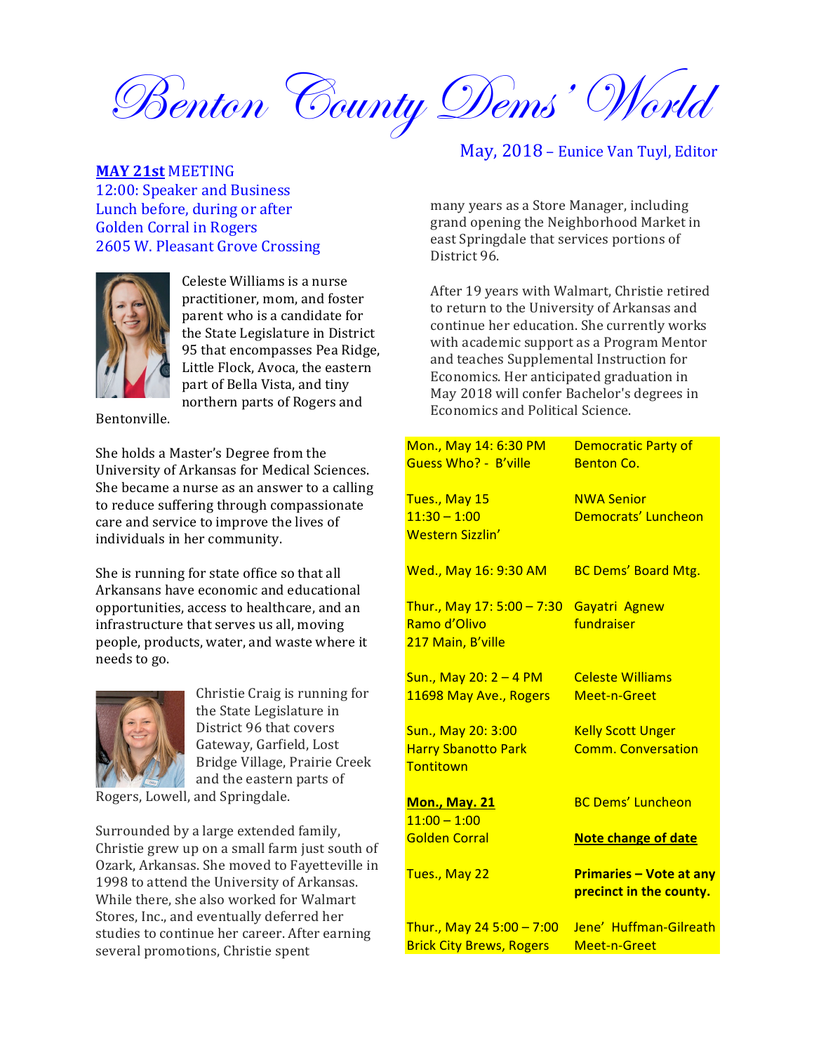# Benton County Dems' World

May, 2018 – Eunice Van Tuyl, Editor

**MAY 21st** MEETING
12:00: Speaker and Business
Lunch before, during or after
Golden Corral in Rogers
2605 W. Pleasant Grove Crossing

Celeste Williams is a nurse practitioner, mom, and foster parent who is a candidate for the State Legislature in District 95 that encompasses Pea Ridge, Little Flock, Avoca, the eastern part of Bella Vista, and tiny northern parts of Rogers and Bentonville.

She holds a Master's Degree from the University of Arkansas for Medical Sciences. She became a nurse as an answer to a calling to reduce suffering through compassionate care and service to improve the lives of individuals in her community.

She is running for state office so that all Arkansans have economic and educational opportunities, access to healthcare, and an infrastructure that serves us all, moving people, products, water, and waste where it needs to go.

Christie Craig is running for the State Legislature in District 96 that covers Gateway, Garfield, Lost Bridge Village, Prairie Creek and the eastern parts of Rogers, Lowell, and Springdale.

Surrounded by a large extended family, Christie grew up on a small farm just south of Ozark, Arkansas. She moved to Fayetteville in 1998 to attend the University of Arkansas. While there, she also worked for Walmart Stores, Inc., and eventually deferred her studies to continue her career. After earning several promotions, Christie spent many years as a Store Manager, including grand opening the Neighborhood Market in east Springdale that services portions of District 96.

After 19 years with Walmart, Christie retired to return to the University of Arkansas and continue her education. She currently works with academic support as a Program Mentor and teaches Supplemental Instruction for Economics. Her anticipated graduation in May 2018 will confer Bachelor's degrees in Economics and Political Science.

| | |
|---|---|
| Mon., May 14: 6:30 PM<br>Guess Who? - B'ville | Democratic Party of Benton Co. |
| Tues., May 15<br>11:30 – 1:00<br>Western Sizzlin' | NWA Senior Democrats' Luncheon |
| Wed., May 16: 9:30 AM | BC Dems' Board Mtg. |
| Thur., May 17: 5:00 – 7:30<br>Ramo d'Olivo<br>217 Main, B'ville | Gayatri Agnew fundraiser |
| Sun., May 20: 2 – 4 PM<br>11698 May Ave., Rogers | Celeste Williams Meet-n-Greet |
| Sun., May 20: 3:00<br>Harry Sbanotto Park<br>Tontitown | Kelly Scott Unger Comm. Conversation |
| **Mon., May. 21**<br>11:00 – 1:00<br>Golden Corral | BC Dems' Luncheon<br>**Note change of date** |
| Tues., May 22 | **Primaries – Vote at any precinct in the county.** |
| Thur., May 24 5:00 – 7:00<br>Brick City Brews, Rogers | Jene' Huffman-Gilreath Meet-n-Greet |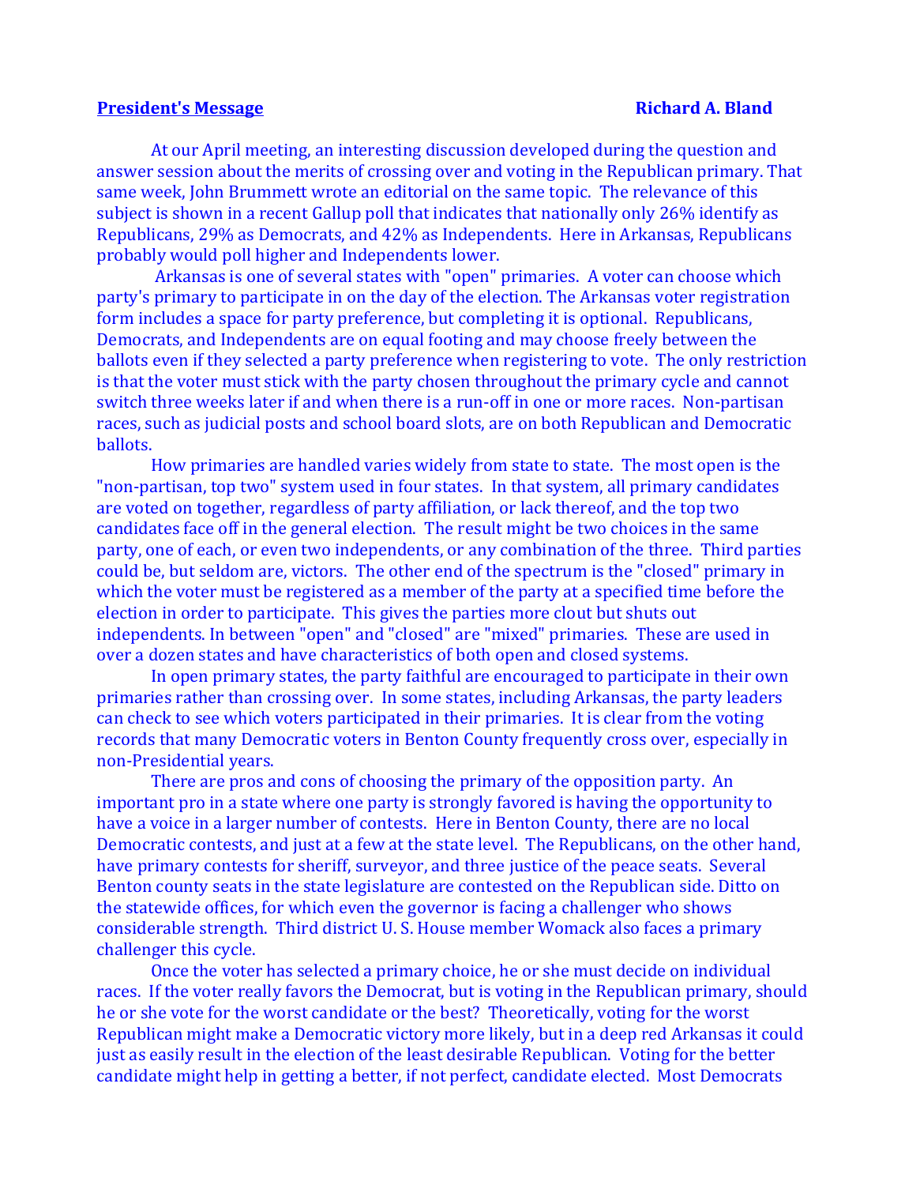**President's Message** **Richard A. Bland**

At our April meeting, an interesting discussion developed during the question and answer session about the merits of crossing over and voting in the Republican primary. That same week, John Brummett wrote an editorial on the same topic. The relevance of this subject is shown in a recent Gallup poll that indicates that nationally only 26% identify as Republicans, 29% as Democrats, and 42% as Independents. Here in Arkansas, Republicans probably would poll higher and Independents lower.

Arkansas is one of several states with "open" primaries. A voter can choose which party's primary to participate in on the day of the election. The Arkansas voter registration form includes a space for party preference, but completing it is optional. Republicans, Democrats, and Independents are on equal footing and may choose freely between the ballots even if they selected a party preference when registering to vote. The only restriction is that the voter must stick with the party chosen throughout the primary cycle and cannot switch three weeks later if and when there is a run-off in one or more races. Non-partisan races, such as judicial posts and school board slots, are on both Republican and Democratic ballots.

How primaries are handled varies widely from state to state. The most open is the "non-partisan, top two" system used in four states. In that system, all primary candidates are voted on together, regardless of party affiliation, or lack thereof, and the top two candidates face off in the general election. The result might be two choices in the same party, one of each, or even two independents, or any combination of the three. Third parties could be, but seldom are, victors. The other end of the spectrum is the "closed" primary in which the voter must be registered as a member of the party at a specified time before the election in order to participate. This gives the parties more clout but shuts out independents. In between "open" and "closed" are "mixed" primaries. These are used in over a dozen states and have characteristics of both open and closed systems.

In open primary states, the party faithful are encouraged to participate in their own primaries rather than crossing over. In some states, including Arkansas, the party leaders can check to see which voters participated in their primaries. It is clear from the voting records that many Democratic voters in Benton County frequently cross over, especially in non-Presidential years.

There are pros and cons of choosing the primary of the opposition party. An important pro in a state where one party is strongly favored is having the opportunity to have a voice in a larger number of contests. Here in Benton County, there are no local Democratic contests, and just at a few at the state level. The Republicans, on the other hand, have primary contests for sheriff, surveyor, and three justice of the peace seats. Several Benton county seats in the state legislature are contested on the Republican side. Ditto on the statewide offices, for which even the governor is facing a challenger who shows considerable strength. Third district U. S. House member Womack also faces a primary challenger this cycle.

Once the voter has selected a primary choice, he or she must decide on individual races. If the voter really favors the Democrat, but is voting in the Republican primary, should he or she vote for the worst candidate or the best? Theoretically, voting for the worst Republican might make a Democratic victory more likely, but in a deep red Arkansas it could just as easily result in the election of the least desirable Republican. Voting for the better candidate might help in getting a better, if not perfect, candidate elected. Most Democrats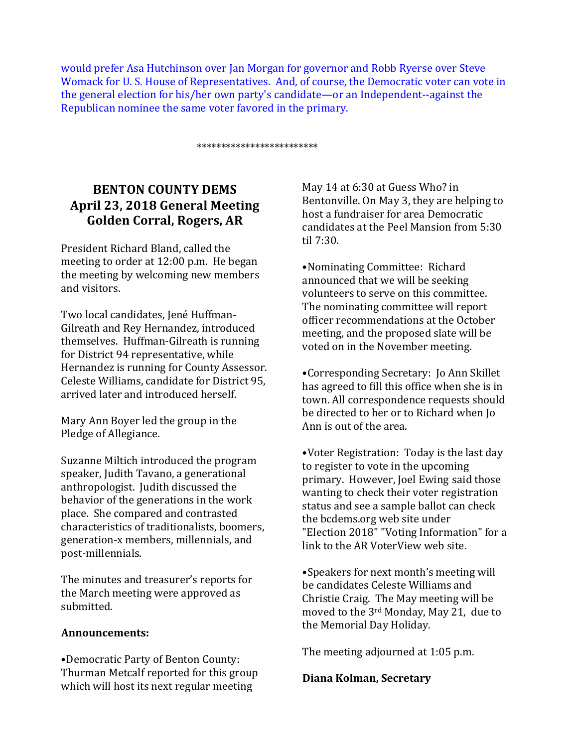would prefer Asa Hutchinson over Jan Morgan for governor and Robb Ryerse over Steve Womack for U. S. House of Representatives. And, of course, the Democratic voter can vote in the general election for his/her own party's candidate—or an Independent--against the Republican nominee the same voter favored in the primary.

*************************

## BENTON COUNTY DEMS
## April 23, 2018 General Meeting
## Golden Corral, Rogers, AR

President Richard Bland, called the meeting to order at 12:00 p.m. He began the meeting by welcoming new members and visitors.

Two local candidates, Jené Huffman-Gilreath and Rey Hernandez, introduced themselves. Huffman-Gilreath is running for District 94 representative, while Hernandez is running for County Assessor. Celeste Williams, candidate for District 95, arrived later and introduced herself.

Mary Ann Boyer led the group in the Pledge of Allegiance.

Suzanne Miltich introduced the program speaker, Judith Tavano, a generational anthropologist. Judith discussed the behavior of the generations in the work place. She compared and contrasted characteristics of traditionalists, boomers, generation-x members, millennials, and post-millennials.

The minutes and treasurer's reports for the March meeting were approved as submitted.

**Announcements:**

•Democratic Party of Benton County: Thurman Metcalf reported for this group which will host its next regular meeting May 14 at 6:30 at Guess Who? in Bentonville. On May 3, they are helping to host a fundraiser for area Democratic candidates at the Peel Mansion from 5:30 til 7:30.

•Nominating Committee: Richard announced that we will be seeking volunteers to serve on this committee. The nominating committee will report officer recommendations at the October meeting, and the proposed slate will be voted on in the November meeting.

•Corresponding Secretary: Jo Ann Skillet has agreed to fill this office when she is in town. All correspondence requests should be directed to her or to Richard when Jo Ann is out of the area.

•Voter Registration: Today is the last day to register to vote in the upcoming primary. However, Joel Ewing said those wanting to check their voter registration status and see a sample ballot can check the bcdems.org web site under "Election 2018" "Voting Information" for a link to the AR VoterView web site.

•Speakers for next month's meeting will be candidates Celeste Williams and Christie Craig. The May meeting will be moved to the 3rd Monday, May 21, due to the Memorial Day Holiday.

The meeting adjourned at 1:05 p.m.

**Diana Kolman, Secretary**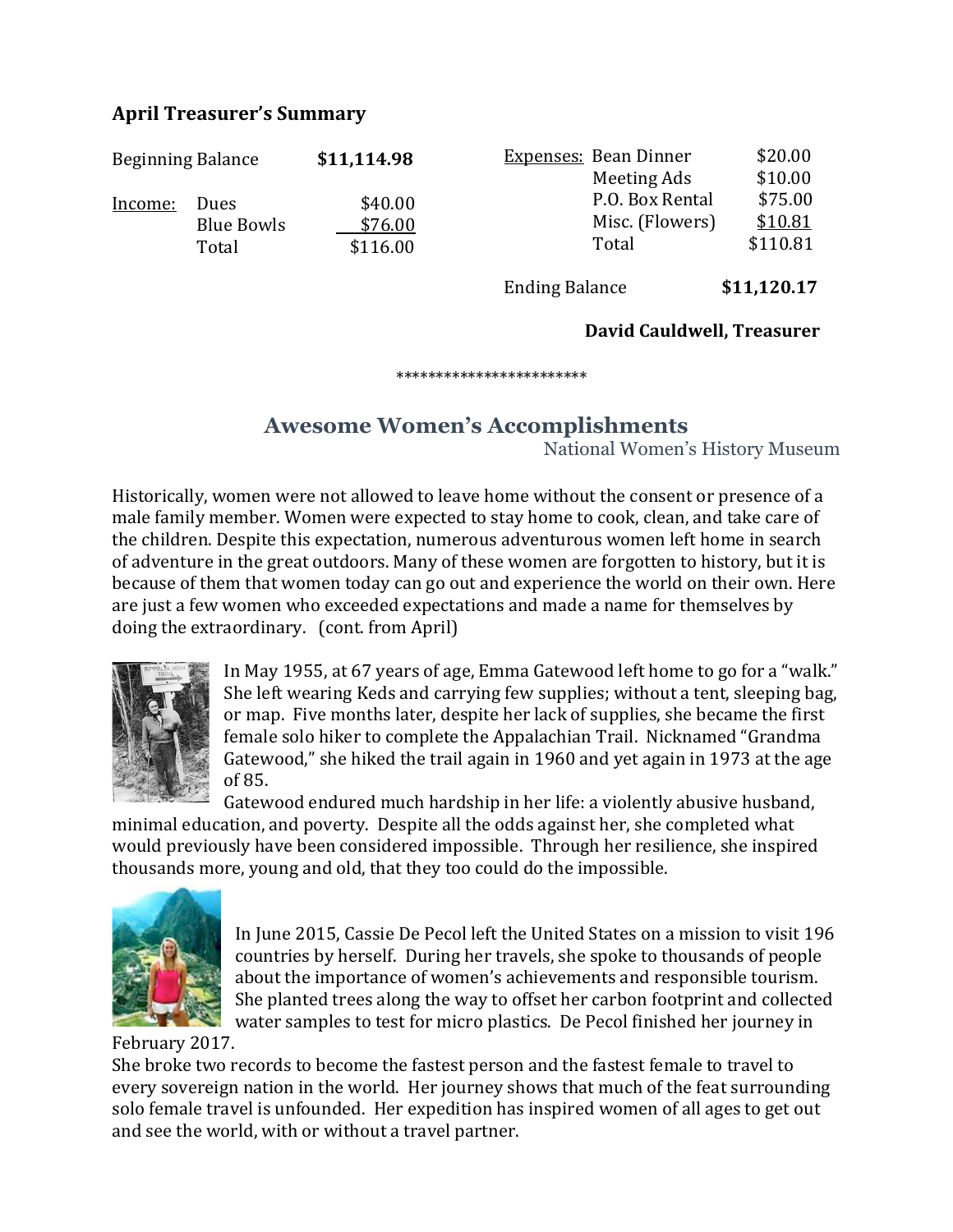## April Treasurer's Summary

| | | |
|---|---|---|
| Beginning Balance | | **$11,114.98** |
| Income: | Dues | $40.00 |
| | Blue Bowls | $76.00 |
| | Total | $116.00 |

| | | |
|---|---|---|
| Expenses: | Bean Dinner | $20.00 |
| | Meeting Ads | $10.00 |
| | P.O. Box Rental | $75.00 |
| | Misc. (Flowers) | $10.81 |
| | Total | $110.81 |
| Ending Balance | | **$11,120.17** |

**David Cauldwell, Treasurer**

************************

## Awesome Women's Accomplishments

National Women's History Museum

Historically, women were not allowed to leave home without the consent or presence of a male family member. Women were expected to stay home to cook, clean, and take care of the children. Despite this expectation, numerous adventurous women left home in search of adventure in the great outdoors. Many of these women are forgotten to history, but it is because of them that women today can go out and experience the world on their own. Here are just a few women who exceeded expectations and made a name for themselves by doing the extraordinary. (cont. from April)

In May 1955, at 67 years of age, Emma Gatewood left home to go for a "walk." She left wearing Keds and carrying few supplies; without a tent, sleeping bag, or map. Five months later, despite her lack of supplies, she became the first female solo hiker to complete the Appalachian Trail. Nicknamed "Grandma Gatewood," she hiked the trail again in 1960 and yet again in 1973 at the age of 85.

Gatewood endured much hardship in her life: a violently abusive husband, minimal education, and poverty. Despite all the odds against her, she completed what would previously have been considered impossible. Through her resilience, she inspired thousands more, young and old, that they too could do the impossible.

In June 2015, Cassie De Pecol left the United States on a mission to visit 196 countries by herself. During her travels, she spoke to thousands of people about the importance of women's achievements and responsible tourism. She planted trees along the way to offset her carbon footprint and collected water samples to test for micro plastics. De Pecol finished her journey in February 2017.

She broke two records to become the fastest person and the fastest female to travel to every sovereign nation in the world. Her journey shows that much of the feat surrounding solo female travel is unfounded. Her expedition has inspired women of all ages to get out and see the world, with or without a travel partner.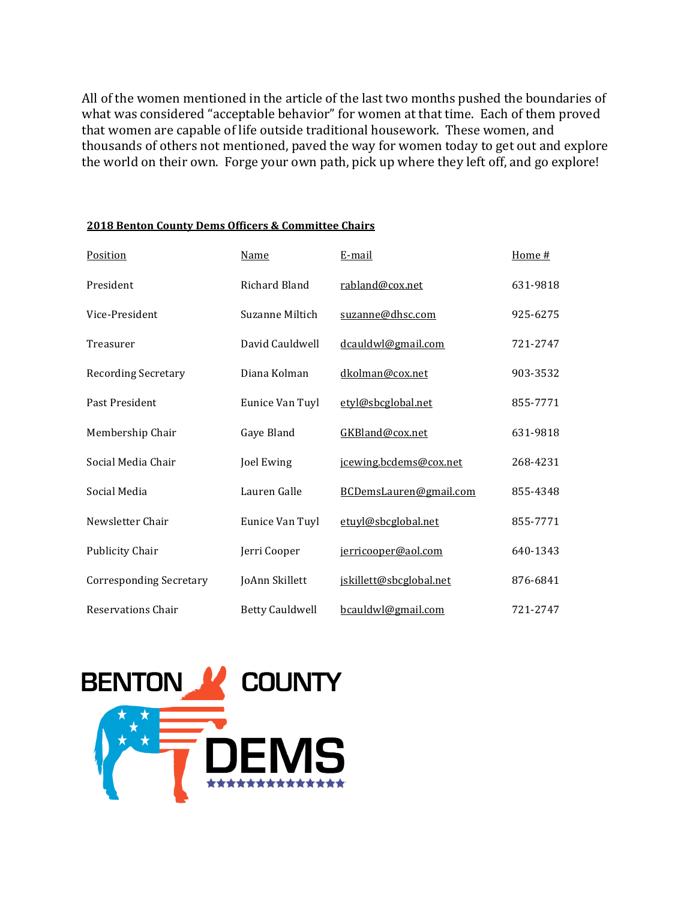All of the women mentioned in the article of the last two months pushed the boundaries of what was considered "acceptable behavior" for women at that time. Each of them proved that women are capable of life outside traditional housework. These women, and thousands of others not mentioned, paved the way for women today to get out and explore the world on their own. Forge your own path, pick up where they left off, and go explore!

**2018 Benton County Dems Officers & Committee Chairs**

| Position | Name | E-mail | Home # |
|---|---|---|---|
| President | Richard Bland | rabland@cox.net | 631-9818 |
| Vice-President | Suzanne Miltich | suzanne@dhsc.com | 925-6275 |
| Treasurer | David Cauldwell | dcauldwl@gmail.com | 721-2747 |
| Recording Secretary | Diana Kolman | dkolman@cox.net | 903-3532 |
| Past President | Eunice Van Tuyl | etyl@sbcglobal.net | 855-7771 |
| Membership Chair | Gaye Bland | GKBland@cox.net | 631-9818 |
| Social Media Chair | Joel Ewing | jcewing.bcdems@cox.net | 268-4231 |
| Social Media | Lauren Galle | BCDemsLauren@gmail.com | 855-4348 |
| Newsletter Chair | Eunice Van Tuyl | etuyl@sbcglobal.net | 855-7771 |
| Publicity Chair | Jerri Cooper | jerricooper@aol.com | 640-1343 |
| Corresponding Secretary | JoAnn Skillett | jskillett@sbcglobal.net | 876-6841 |
| Reservations Chair | Betty Cauldwell | bcauldwl@gmail.com | 721-2747 |

BENTON COUNTY DEMS